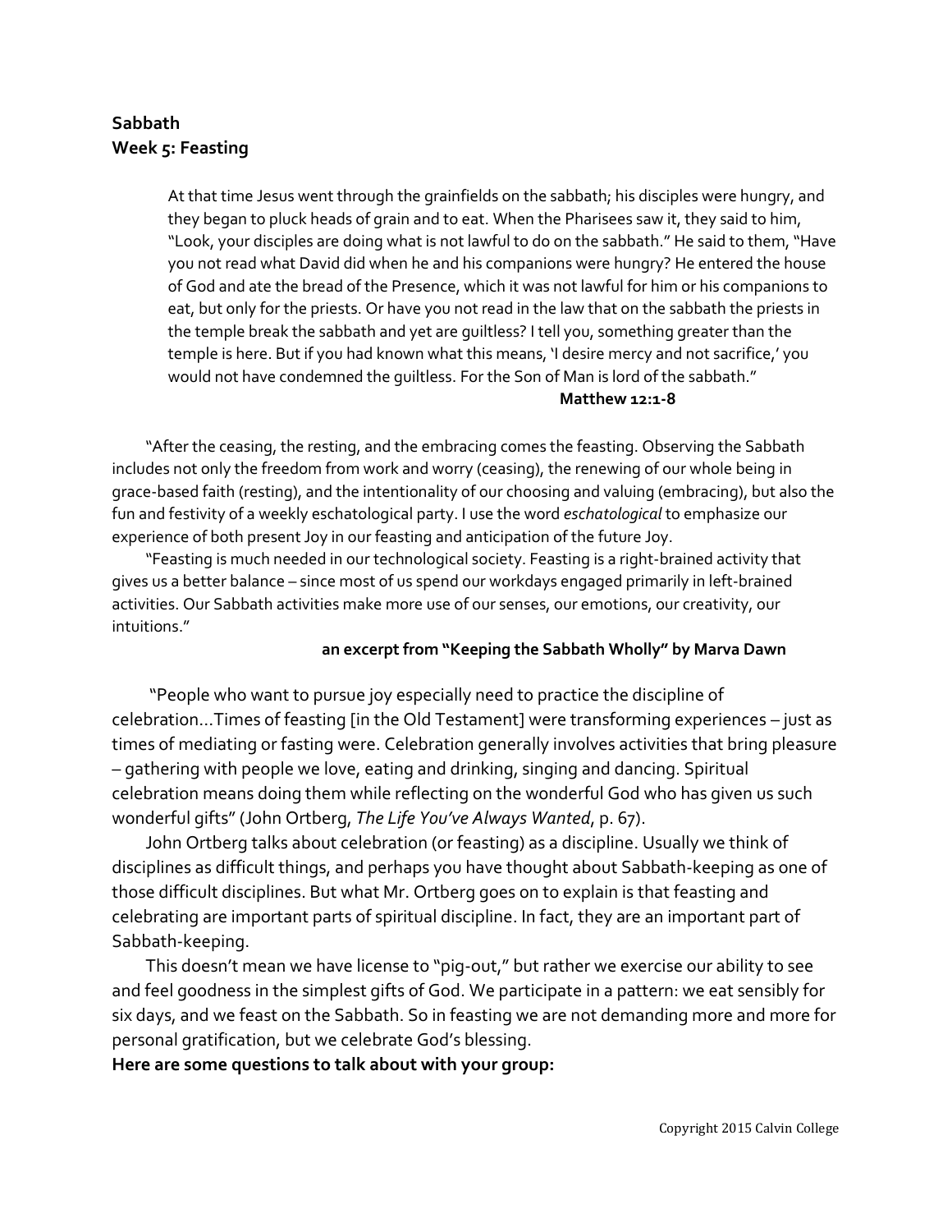**Sabbath**
**Week 5: Feasting**

> At that time Jesus went through the grainfields on the sabbath; his disciples were hungry, and they began to pluck heads of grain and to eat. When the Pharisees saw it, they said to him, "Look, your disciples are doing what is not lawful to do on the sabbath." He said to them, "Have you not read what David did when he and his companions were hungry? He entered the house of God and ate the bread of the Presence, which it was not lawful for him or his companions to eat, but only for the priests. Or have you not read in the law that on the sabbath the priests in the temple break the sabbath and yet are guiltless? I tell you, something greater than the temple is here. But if you had known what this means, 'I desire mercy and not sacrifice,' you would not have condemned the guiltless. For the Son of Man is lord of the sabbath."
>
> **Matthew 12:1-8**

"After the ceasing, the resting, and the embracing comes the feasting. Observing the Sabbath includes not only the freedom from work and worry (ceasing), the renewing of our whole being in grace-based faith (resting), and the intentionality of our choosing and valuing (embracing), but also the fun and festivity of a weekly eschatological party. I use the word *eschatological* to emphasize our experience of both present Joy in our feasting and anticipation of the future Joy.

"Feasting is much needed in our technological society. Feasting is a right-brained activity that gives us a better balance – since most of us spend our workdays engaged primarily in left-brained activities. Our Sabbath activities make more use of our senses, our emotions, our creativity, our intuitions."

**an excerpt from "Keeping the Sabbath Wholly" by Marva Dawn**

"People who want to pursue joy especially need to practice the discipline of celebration…Times of feasting [in the Old Testament] were transforming experiences – just as times of mediating or fasting were. Celebration generally involves activities that bring pleasure – gathering with people we love, eating and drinking, singing and dancing. Spiritual celebration means doing them while reflecting on the wonderful God who has given us such wonderful gifts" (John Ortberg, *The Life You've Always Wanted*, p. 67).

John Ortberg talks about celebration (or feasting) as a discipline. Usually we think of disciplines as difficult things, and perhaps you have thought about Sabbath-keeping as one of those difficult disciplines. But what Mr. Ortberg goes on to explain is that feasting and celebrating are important parts of spiritual discipline. In fact, they are an important part of Sabbath-keeping.

This doesn't mean we have license to "pig-out," but rather we exercise our ability to see and feel goodness in the simplest gifts of God. We participate in a pattern: we eat sensibly for six days, and we feast on the Sabbath. So in feasting we are not demanding more and more for personal gratification, but we celebrate God's blessing.

**Here are some questions to talk about with your group:**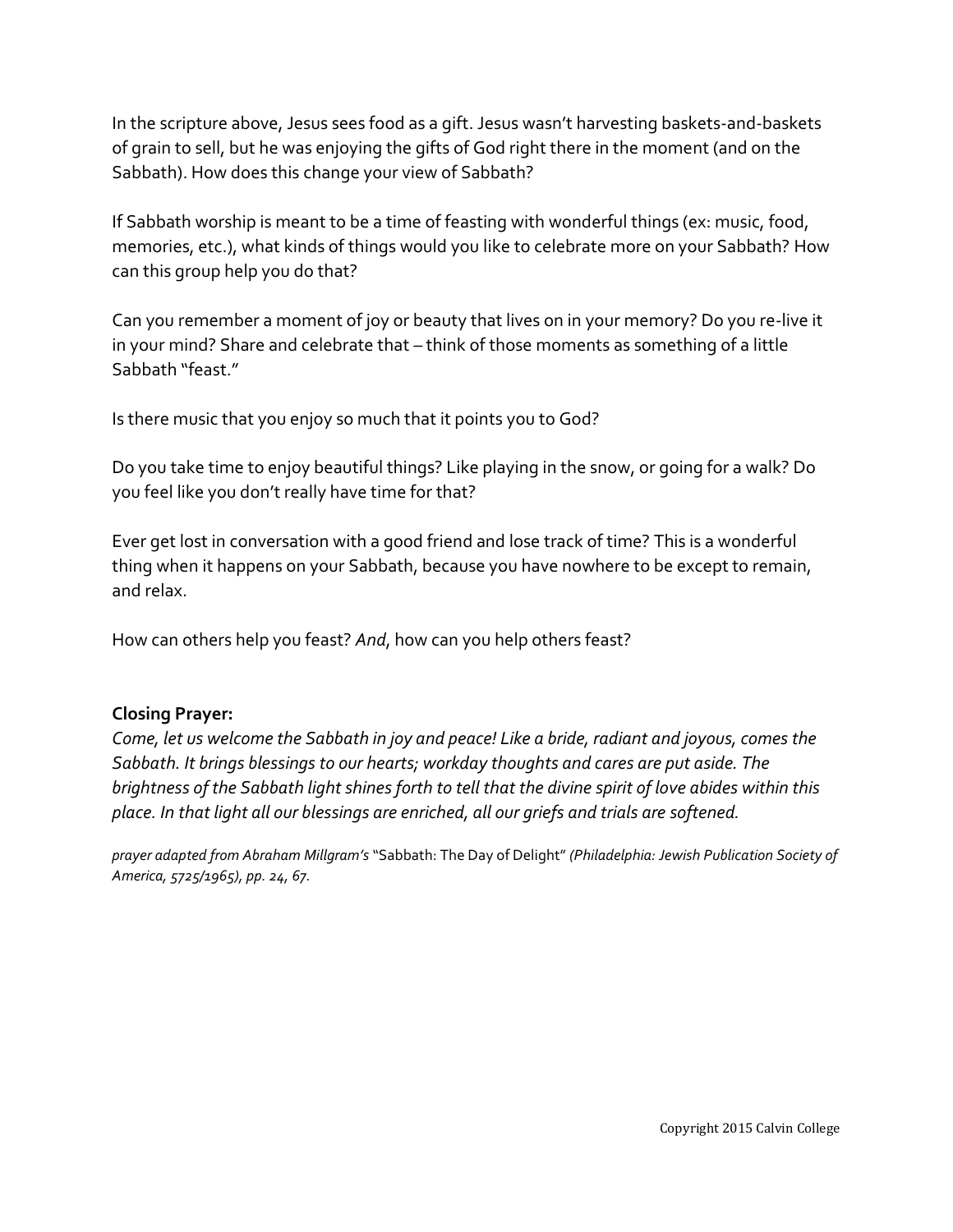In the scripture above, Jesus sees food as a gift. Jesus wasn't harvesting baskets-and-baskets of grain to sell, but he was enjoying the gifts of God right there in the moment (and on the Sabbath). How does this change your view of Sabbath?

If Sabbath worship is meant to be a time of feasting with wonderful things (ex: music, food, memories, etc.), what kinds of things would you like to celebrate more on your Sabbath? How can this group help you do that?

Can you remember a moment of joy or beauty that lives on in your memory? Do you re-live it in your mind? Share and celebrate that – think of those moments as something of a little Sabbath "feast."

Is there music that you enjoy so much that it points you to God?

Do you take time to enjoy beautiful things? Like playing in the snow, or going for a walk? Do you feel like you don't really have time for that?

Ever get lost in conversation with a good friend and lose track of time? This is a wonderful thing when it happens on your Sabbath, because you have nowhere to be except to remain, and relax.

How can others help you feast? *And*, how can you help others feast?

**Closing Prayer:**

*Come, let us welcome the Sabbath in joy and peace! Like a bride, radiant and joyous, comes the Sabbath. It brings blessings to our hearts; workday thoughts and cares are put aside. The brightness of the Sabbath light shines forth to tell that the divine spirit of love abides within this place. In that light all our blessings are enriched, all our griefs and trials are softened.*

*prayer adapted from Abraham Millgram's* "Sabbath: The Day of Delight" *(Philadelphia: Jewish Publication Society of America, 5725/1965), pp. 24, 67.*

Copyright 2015 Calvin College